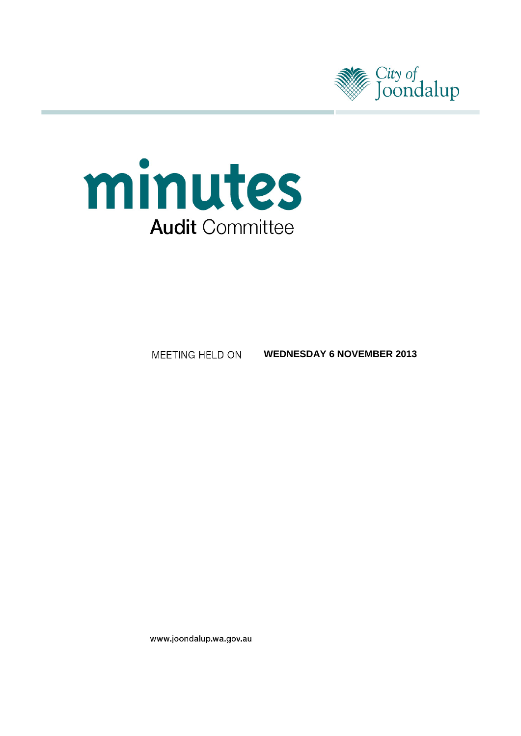City of Joondalup

# minutes

## Audit Committee

MEETING HELD ON **WEDNESDAY 6 NOVEMBER 2013**

www.joondalup.wa.gov.au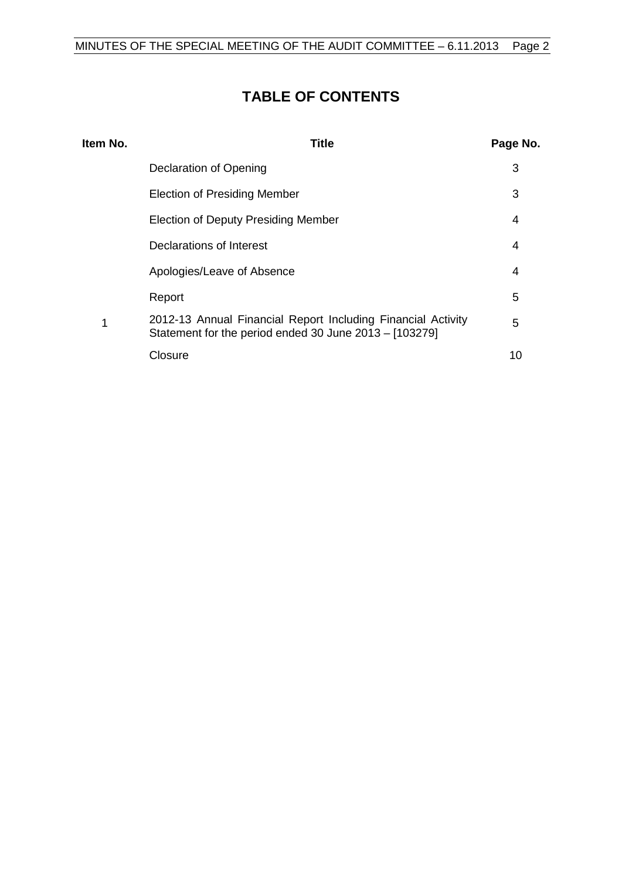# TABLE OF CONTENTS

| Item No. | Title | Page No. |
| --- | --- | --- |
| | Declaration of Opening | 3 |
| | Election of Presiding Member | 3 |
| | Election of Deputy Presiding Member | 4 |
| | Declarations of Interest | 4 |
| | Apologies/Leave of Absence | 4 |
| | Report | 5 |
| 1 | 2012-13 Annual Financial Report Including Financial Activity Statement for the period ended 30 June 2013 – [103279] | 5 |
| | Closure | 10 |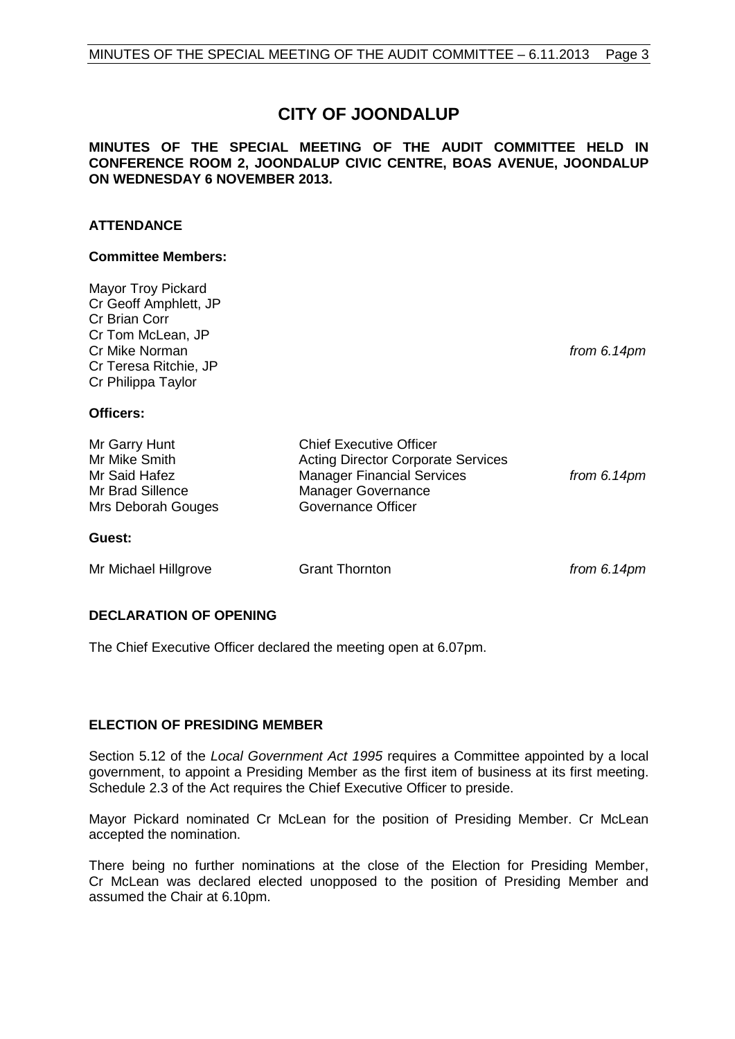# CITY OF JOONDALUP

**MINUTES OF THE SPECIAL MEETING OF THE AUDIT COMMITTEE HELD IN CONFERENCE ROOM 2, JOONDALUP CIVIC CENTRE, BOAS AVENUE, JOONDALUP ON WEDNESDAY 6 NOVEMBER 2013.**

## ATTENDANCE

### Committee Members:

| | |
|---|---|
| Mayor Troy Pickard | |
| Cr Geoff Amphlett, JP | |
| Cr Brian Corr | |
| Cr Tom McLean, JP | |
| Cr Mike Norman | *from 6.14pm* |
| Cr Teresa Ritchie, JP | |
| Cr Philippa Taylor | |

### Officers:

| | | |
|---|---|---|
| Mr Garry Hunt | Chief Executive Officer | |
| Mr Mike Smith | Acting Director Corporate Services | |
| Mr Said Hafez | Manager Financial Services | *from 6.14pm* |
| Mr Brad Sillence | Manager Governance | |
| Mrs Deborah Gouges | Governance Officer | |

### Guest:

| | | |
|---|---|---|
| Mr Michael Hillgrove | Grant Thornton | *from 6.14pm* |

## DECLARATION OF OPENING

The Chief Executive Officer declared the meeting open at 6.07pm.

## ELECTION OF PRESIDING MEMBER

Section 5.12 of the *Local Government Act 1995* requires a Committee appointed by a local government, to appoint a Presiding Member as the first item of business at its first meeting. Schedule 2.3 of the Act requires the Chief Executive Officer to preside.

Mayor Pickard nominated Cr McLean for the position of Presiding Member. Cr McLean accepted the nomination.

There being no further nominations at the close of the Election for Presiding Member, Cr McLean was declared elected unopposed to the position of Presiding Member and assumed the Chair at 6.10pm.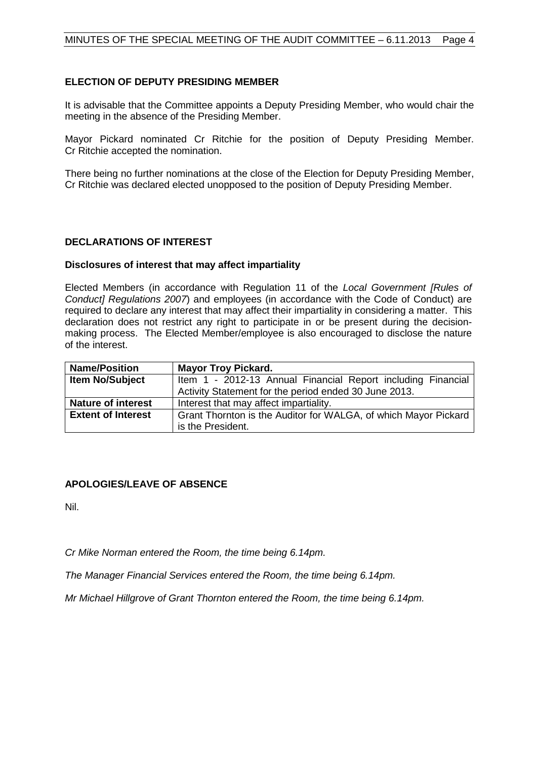## ELECTION OF DEPUTY PRESIDING MEMBER

It is advisable that the Committee appoints a Deputy Presiding Member, who would chair the meeting in the absence of the Presiding Member.

Mayor Pickard nominated Cr Ritchie for the position of Deputy Presiding Member. Cr Ritchie accepted the nomination.

There being no further nominations at the close of the Election for Deputy Presiding Member, Cr Ritchie was declared elected unopposed to the position of Deputy Presiding Member.

## DECLARATIONS OF INTEREST

### Disclosures of interest that may affect impartiality

Elected Members (in accordance with Regulation 11 of the *Local Government [Rules of Conduct] Regulations 2007*) and employees (in accordance with the Code of Conduct) are required to declare any interest that may affect their impartiality in considering a matter. This declaration does not restrict any right to participate in or be present during the decision-making process. The Elected Member/employee is also encouraged to disclose the nature of the interest.

| **Name/Position** | **Mayor Troy Pickard.** |
|---|---|
| **Item No/Subject** | Item 1 - 2012-13 Annual Financial Report including Financial Activity Statement for the period ended 30 June 2013. |
| **Nature of interest** | Interest that may affect impartiality. |
| **Extent of Interest** | Grant Thornton is the Auditor for WALGA, of which Mayor Pickard is the President. |

## APOLOGIES/LEAVE OF ABSENCE

Nil.

*Cr Mike Norman entered the Room, the time being 6.14pm.*

*The Manager Financial Services entered the Room, the time being 6.14pm.*

*Mr Michael Hillgrove of Grant Thornton entered the Room, the time being 6.14pm.*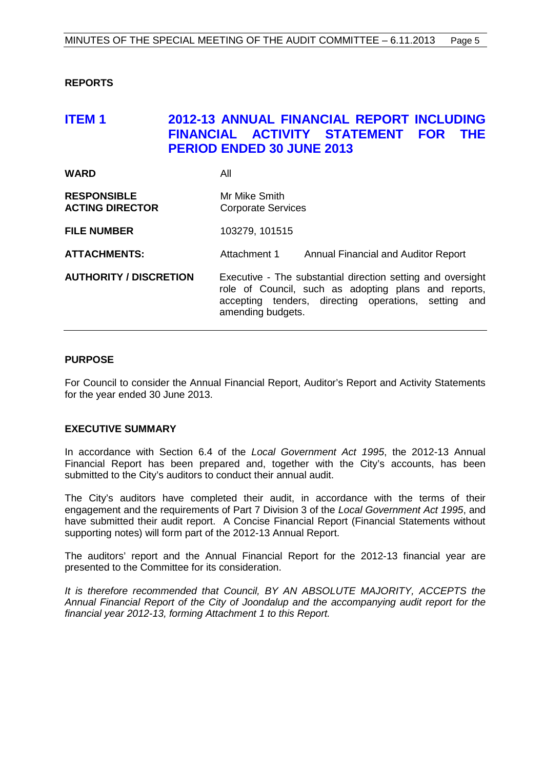**REPORTS**

## ITEM 1 2012-13 ANNUAL FINANCIAL REPORT INCLUDING FINANCIAL ACTIVITY STATEMENT FOR THE PERIOD ENDED 30 JUNE 2013

| | |
|---|---|
| **WARD** | All |
| **RESPONSIBLE ACTING DIRECTOR** | Mr Mike Smith<br>Corporate Services |
| **FILE NUMBER** | 103279, 101515 |
| **ATTACHMENTS:** | Attachment 1 Annual Financial and Auditor Report |
| **AUTHORITY / DISCRETION** | Executive - The substantial direction setting and oversight role of Council, such as adopting plans and reports, accepting tenders, directing operations, setting and amending budgets. |

**PURPOSE**

For Council to consider the Annual Financial Report, Auditor's Report and Activity Statements for the year ended 30 June 2013.

**EXECUTIVE SUMMARY**

In accordance with Section 6.4 of the *Local Government Act 1995*, the 2012-13 Annual Financial Report has been prepared and, together with the City's accounts, has been submitted to the City's auditors to conduct their annual audit.

The City's auditors have completed their audit, in accordance with the terms of their engagement and the requirements of Part 7 Division 3 of the *Local Government Act 1995*, and have submitted their audit report. A Concise Financial Report (Financial Statements without supporting notes) will form part of the 2012-13 Annual Report.

The auditors' report and the Annual Financial Report for the 2012-13 financial year are presented to the Committee for its consideration.

*It is therefore recommended that Council, BY AN ABSOLUTE MAJORITY, ACCEPTS the Annual Financial Report of the City of Joondalup and the accompanying audit report for the financial year 2012-13, forming Attachment 1 to this Report.*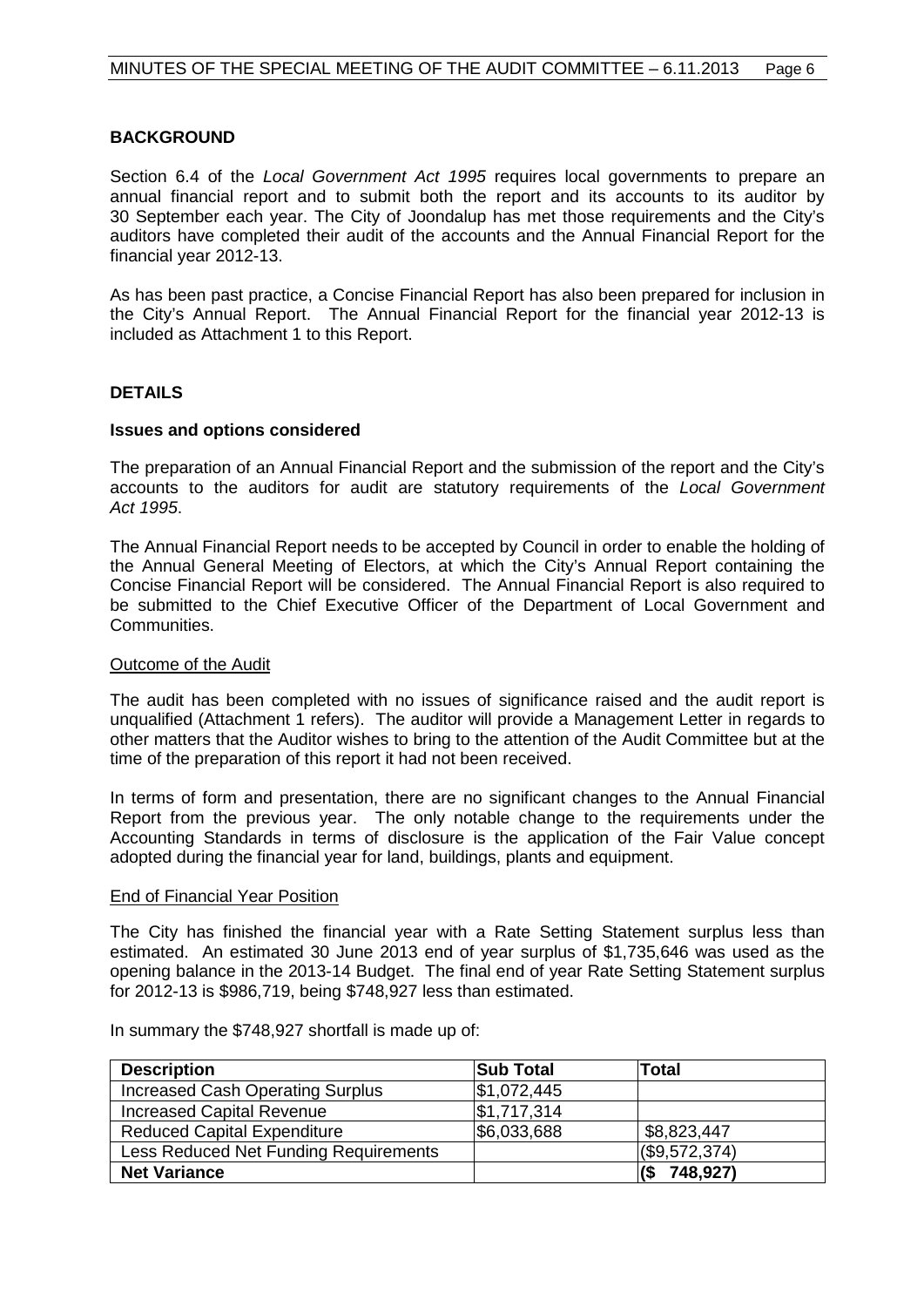## BACKGROUND

Section 6.4 of the *Local Government Act 1995* requires local governments to prepare an annual financial report and to submit both the report and its accounts to its auditor by 30 September each year. The City of Joondalup has met those requirements and the City's auditors have completed their audit of the accounts and the Annual Financial Report for the financial year 2012-13.

As has been past practice, a Concise Financial Report has also been prepared for inclusion in the City's Annual Report. The Annual Financial Report for the financial year 2012-13 is included as Attachment 1 to this Report.

## DETAILS

### Issues and options considered

The preparation of an Annual Financial Report and the submission of the report and the City's accounts to the auditors for audit are statutory requirements of the *Local Government Act 1995*.

The Annual Financial Report needs to be accepted by Council in order to enable the holding of the Annual General Meeting of Electors, at which the City's Annual Report containing the Concise Financial Report will be considered. The Annual Financial Report is also required to be submitted to the Chief Executive Officer of the Department of Local Government and Communities.

Outcome of the Audit

The audit has been completed with no issues of significance raised and the audit report is unqualified (Attachment 1 refers). The auditor will provide a Management Letter in regards to other matters that the Auditor wishes to bring to the attention of the Audit Committee but at the time of the preparation of this report it had not been received.

In terms of form and presentation, there are no significant changes to the Annual Financial Report from the previous year. The only notable change to the requirements under the Accounting Standards in terms of disclosure is the application of the Fair Value concept adopted during the financial year for land, buildings, plants and equipment.

End of Financial Year Position

The City has finished the financial year with a Rate Setting Statement surplus less than estimated. An estimated 30 June 2013 end of year surplus of $1,735,646 was used as the opening balance in the 2013-14 Budget. The final end of year Rate Setting Statement surplus for 2012-13 is $986,719, being $748,927 less than estimated.

In summary the $748,927 shortfall is made up of:

| Description | Sub Total | Total |
|---|---|---|
| Increased Cash Operating Surplus | $1,072,445 | |
| Increased Capital Revenue | $1,717,314 | |
| Reduced Capital Expenditure | $6,033,688 | $8,823,447 |
| Less Reduced Net Funding Requirements | | ($9,572,374) |
| **Net Variance** | | **($ 748,927)** |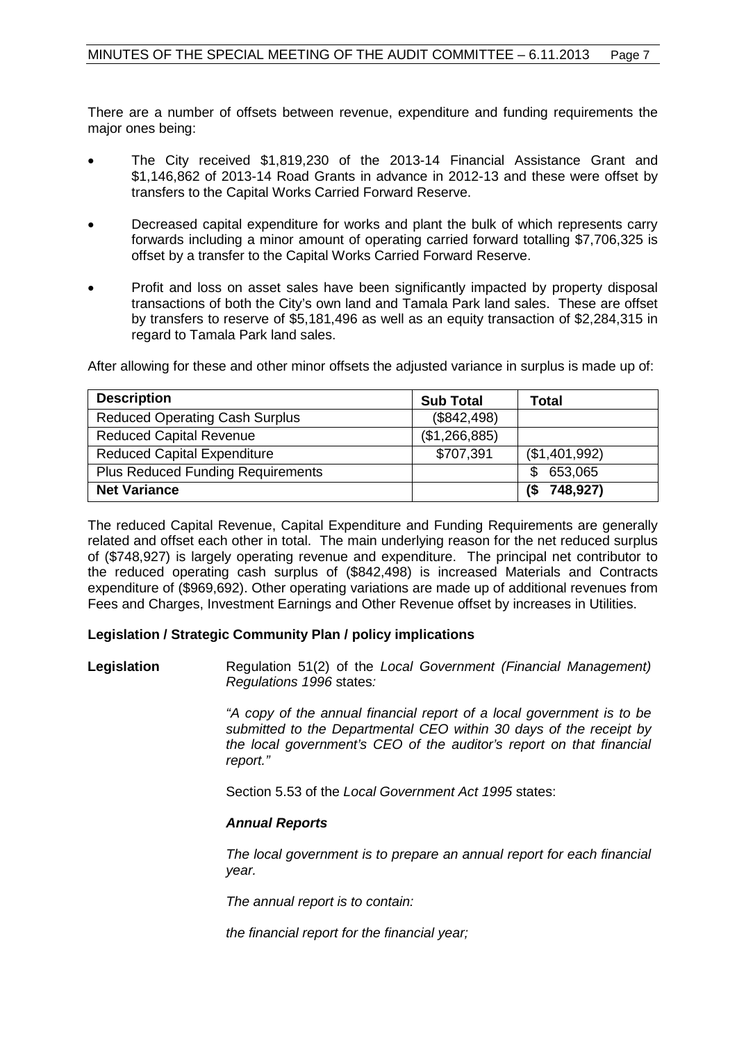There are a number of offsets between revenue, expenditure and funding requirements the major ones being:

- The City received $1,819,230 of the 2013-14 Financial Assistance Grant and $1,146,862 of 2013-14 Road Grants in advance in 2012-13 and these were offset by transfers to the Capital Works Carried Forward Reserve.
- Decreased capital expenditure for works and plant the bulk of which represents carry forwards including a minor amount of operating carried forward totalling $7,706,325 is offset by a transfer to the Capital Works Carried Forward Reserve.
- Profit and loss on asset sales have been significantly impacted by property disposal transactions of both the City's own land and Tamala Park land sales. These are offset by transfers to reserve of $5,181,496 as well as an equity transaction of $2,284,315 in regard to Tamala Park land sales.

After allowing for these and other minor offsets the adjusted variance in surplus is made up of:

| **Description** | **Sub Total** | **Total** |
|---|---|---|
| Reduced Operating Cash Surplus | ($842,498) | |
| Reduced Capital Revenue | ($1,266,885) | |
| Reduced Capital Expenditure | $707,391 | ($1,401,992) |
| Plus Reduced Funding Requirements | | $ 653,065 |
| **Net Variance** | | **($ 748,927)** |

The reduced Capital Revenue, Capital Expenditure and Funding Requirements are generally related and offset each other in total. The main underlying reason for the net reduced surplus of ($748,927) is largely operating revenue and expenditure. The principal net contributor to the reduced operating cash surplus of ($842,498) is increased Materials and Contracts expenditure of ($969,692). Other operating variations are made up of additional revenues from Fees and Charges, Investment Earnings and Other Revenue offset by increases in Utilities.

**Legislation / Strategic Community Plan / policy implications**

**Legislation** Regulation 51(2) of the *Local Government (Financial Management) Regulations 1996* states*:*

*"A copy of the annual financial report of a local government is to be submitted to the Departmental CEO within 30 days of the receipt by the local government's CEO of the auditor's report on that financial report."*

Section 5.53 of the *Local Government Act 1995* states:

***Annual Reports***

*The local government is to prepare an annual report for each financial year.*

*The annual report is to contain:*

*the financial report for the financial year;*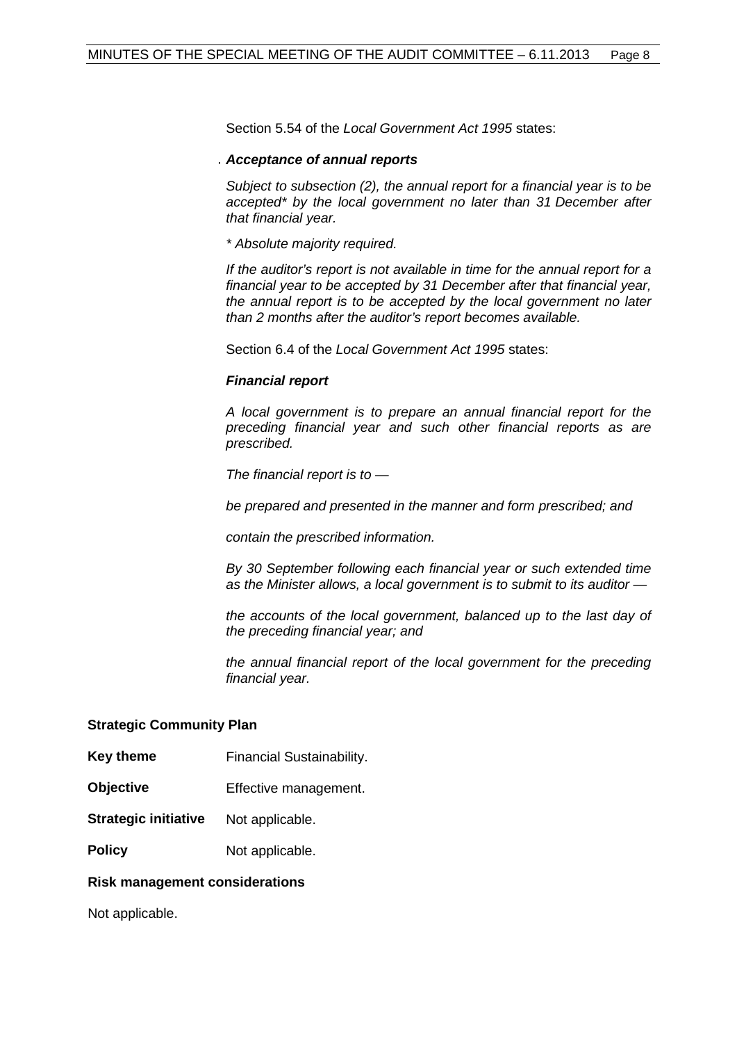Section 5.54 of the *Local Government Act 1995* states:

. ***Acceptance of annual reports***

*Subject to subsection (2), the annual report for a financial year is to be accepted\* by the local government no later than 31 December after that financial year.*

*\* Absolute majority required.*

*If the auditor's report is not available in time for the annual report for a financial year to be accepted by 31 December after that financial year, the annual report is to be accepted by the local government no later than 2 months after the auditor's report becomes available.*

Section 6.4 of the *Local Government Act 1995* states:

***Financial report***

*A local government is to prepare an annual financial report for the preceding financial year and such other financial reports as are prescribed.*

*The financial report is to —*

*be prepared and presented in the manner and form prescribed; and*

*contain the prescribed information.*

*By 30 September following each financial year or such extended time as the Minister allows, a local government is to submit to its auditor —*

*the accounts of the local government, balanced up to the last day of the preceding financial year; and*

*the annual financial report of the local government for the preceding financial year.*

**Strategic Community Plan**

**Key theme** Financial Sustainability.

**Objective** Effective management.

**Strategic initiative** Not applicable.

**Policy** Not applicable.

**Risk management considerations**

Not applicable.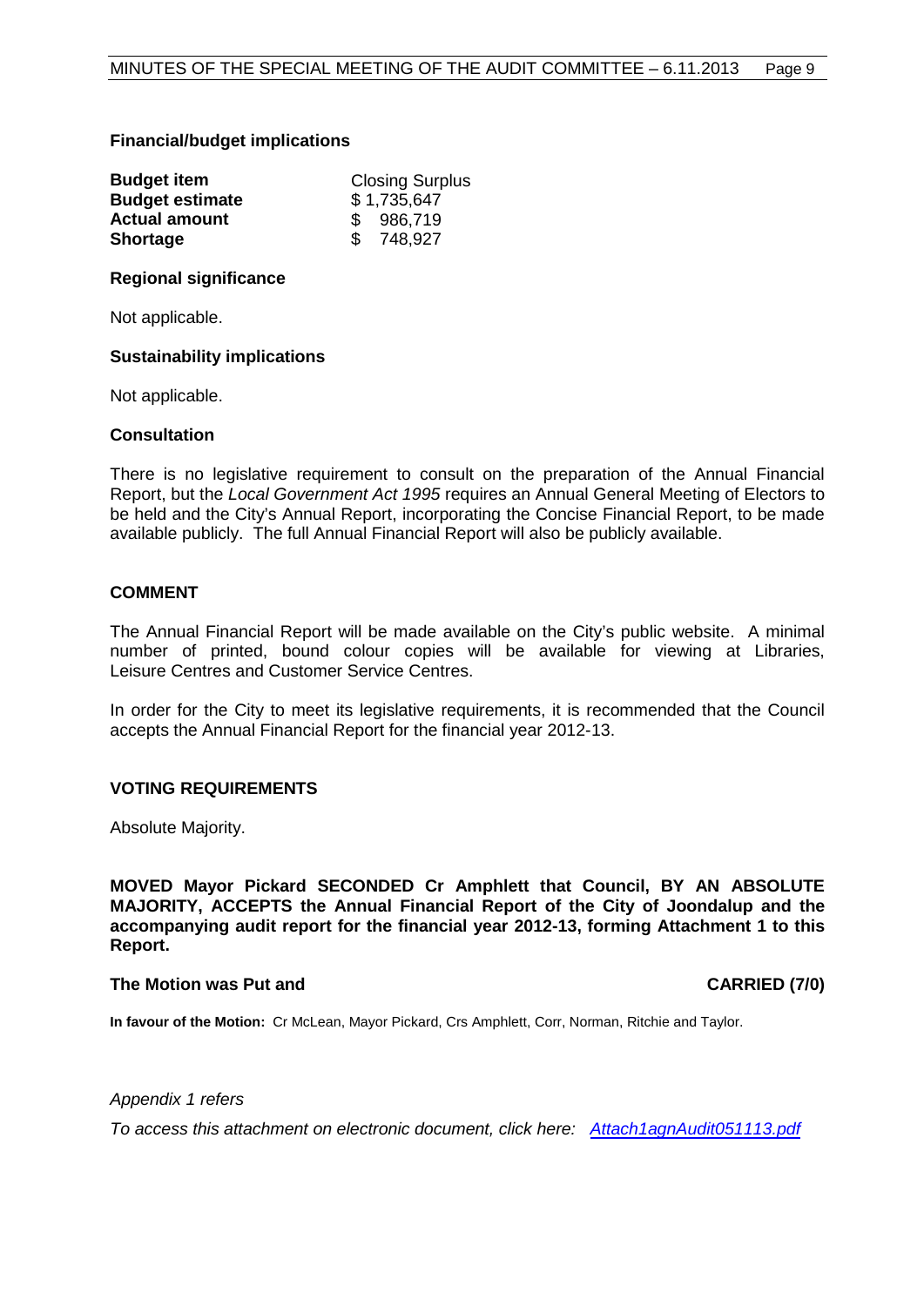**Financial/budget implications**

| | |
|---|---|
| **Budget item** | Closing Surplus |
| **Budget estimate** | $ 1,735,647 |
| **Actual amount** | $ 986,719 |
| **Shortage** | $ 748,927 |

**Regional significance**

Not applicable.

**Sustainability implications**

Not applicable.

**Consultation**

There is no legislative requirement to consult on the preparation of the Annual Financial Report, but the *Local Government Act 1995* requires an Annual General Meeting of Electors to be held and the City's Annual Report, incorporating the Concise Financial Report, to be made available publicly. The full Annual Financial Report will also be publicly available.

**COMMENT**

The Annual Financial Report will be made available on the City's public website. A minimal number of printed, bound colour copies will be available for viewing at Libraries, Leisure Centres and Customer Service Centres.

In order for the City to meet its legislative requirements, it is recommended that the Council accepts the Annual Financial Report for the financial year 2012-13.

**VOTING REQUIREMENTS**

Absolute Majority.

**MOVED Mayor Pickard SECONDED Cr Amphlett that Council, BY AN ABSOLUTE MAJORITY, ACCEPTS the Annual Financial Report of the City of Joondalup and the accompanying audit report for the financial year 2012-13, forming Attachment 1 to this Report.**

**The Motion was Put and CARRIED (7/0)**

**In favour of the Motion:** Cr McLean, Mayor Pickard, Crs Amphlett, Corr, Norman, Ritchie and Taylor.

*Appendix 1 refers*

*To access this attachment on electronic document, click here: Attach1agnAudit051113.pdf*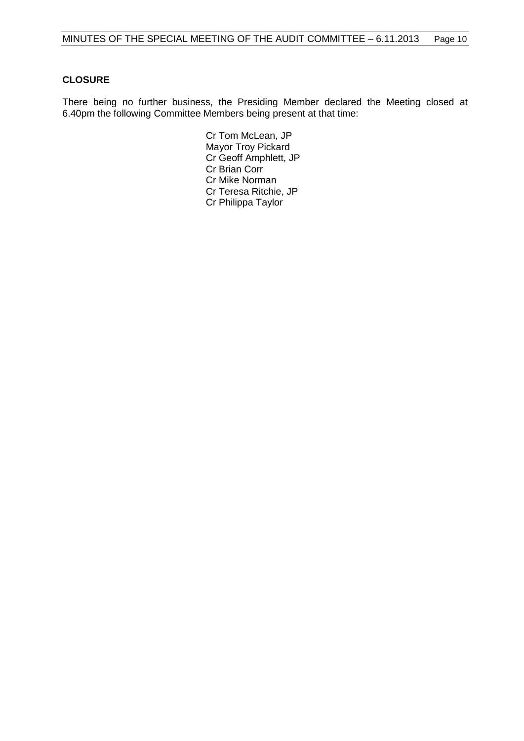**CLOSURE**

There being no further business, the Presiding Member declared the Meeting closed at 6.40pm the following Committee Members being present at that time:

Cr Tom McLean, JP
Mayor Troy Pickard
Cr Geoff Amphlett, JP
Cr Brian Corr
Cr Mike Norman
Cr Teresa Ritchie, JP
Cr Philippa Taylor